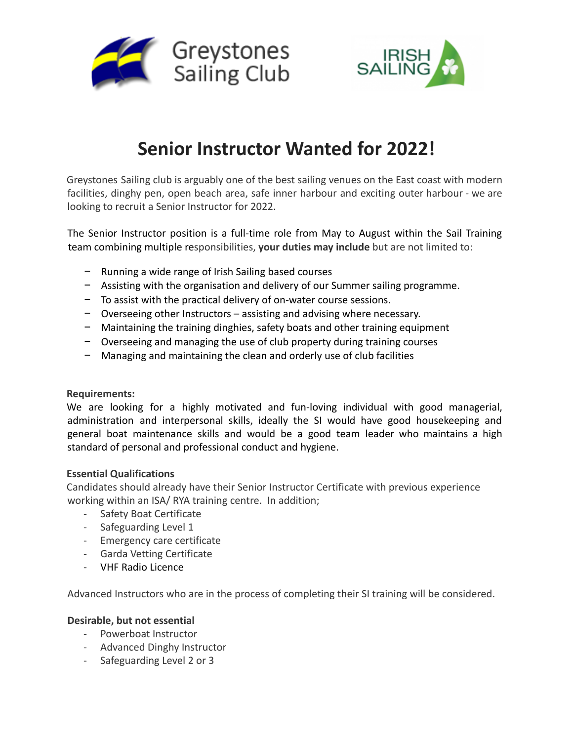Greystones Sailing Club

IRISH SAILING

# Senior Instructor Wanted for 2022!

Greystones Sailing club is arguably one of the best sailing venues on the East coast with modern facilities, dinghy pen, open beach area, safe inner harbour and exciting outer harbour - we are looking to recruit a Senior Instructor for 2022.

The Senior Instructor position is a full-time role from May to August within the Sail Training team combining multiple responsibilities, **your duties may include** but are not limited to:

- Running a wide range of Irish Sailing based courses
- Assisting with the organisation and delivery of our Summer sailing programme.
- To assist with the practical delivery of on-water course sessions.
- Overseeing other Instructors – assisting and advising where necessary.
- Maintaining the training dinghies, safety boats and other training equipment
- Overseeing and managing the use of club property during training courses
- Managing and maintaining the clean and orderly use of club facilities

**Requirements:**

We are looking for a highly motivated and fun-loving individual with good managerial, administration and interpersonal skills, ideally the SI would have good housekeeping and general boat maintenance skills and would be a good team leader who maintains a high standard of personal and professional conduct and hygiene.

**Essential Qualifications**

Candidates should already have their Senior Instructor Certificate with previous experience working within an ISA/ RYA training centre. In addition;

- Safety Boat Certificate
- Safeguarding Level 1
- Emergency care certificate
- Garda Vetting Certificate
- VHF Radio Licence

Advanced Instructors who are in the process of completing their SI training will be considered.

**Desirable, but not essential**

- Powerboat Instructor
- Advanced Dinghy Instructor
- Safeguarding Level 2 or 3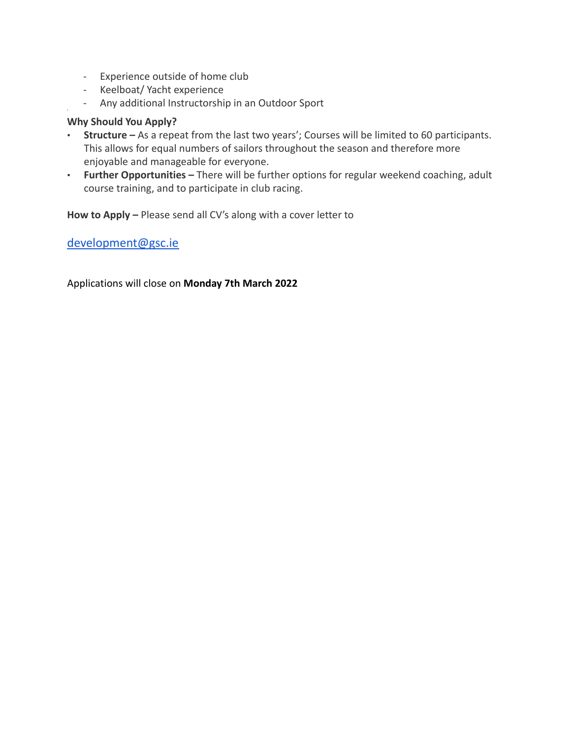- Experience outside of home club
- Keelboat/ Yacht experience
- Any additional Instructorship in an Outdoor Sport

**Why Should You Apply?**

- **Structure –** As a repeat from the last two years'; Courses will be limited to 60 participants. This allows for equal numbers of sailors throughout the season and therefore more enjoyable and manageable for everyone.
- **Further Opportunities –** There will be further options for regular weekend coaching, adult course training, and to participate in club racing.

**How to Apply –** Please send all CV's along with a cover letter to

development@gsc.ie

Applications will close on **Monday 7th March 2022**